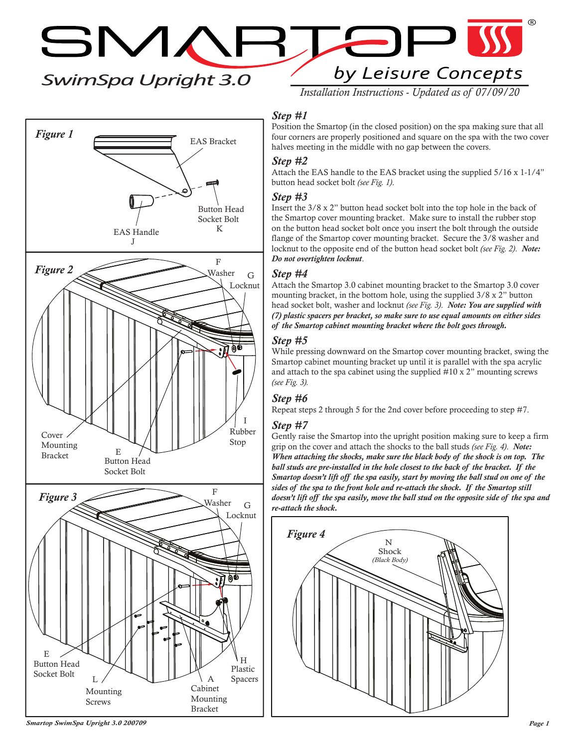# SMARTOP by Leisure Concepts

## SwimSpa Upright 3.0

*Installation Instructions - Updated as of 07/09/20*

*Figure 1*

EAS Bracket

Button Head Socket Bolt K

EAS Handle J

*Figure 2*

F Washer

G Locknut

I Rubber Stop

Cover Mounting Bracket

E Button Head Socket Bolt

*Figure 3*

F Washer

G Locknut

E Button Head Socket Bolt

L Mounting Screws

A Cabinet Mounting Bracket

H Plastic Spacers

### *Step #1*

Position the Smartop (in the closed position) on the spa making sure that all four corners are properly positioned and square on the spa with the two cover halves meeting in the middle with no gap between the covers.

### *Step #2*

Attach the EAS handle to the EAS bracket using the supplied 5/16 x 1-1/4" button head socket bolt *(see Fig. 1)*.

### *Step #3*

Insert the 3/8 x 2" button head socket bolt into the top hole in the back of the Smartop cover mounting bracket. Make sure to install the rubber stop on the button head socket bolt once you insert the bolt through the outside flange of the Smartop cover mounting bracket. Secure the 3/8 washer and locknut to the opposite end of the button head socket bolt *(see Fig. 2)*. ***Note: Do not overtighten locknut***.

### *Step #4*

Attach the Smartop 3.0 cabinet mounting bracket to the Smartop 3.0 cover mounting bracket, in the bottom hole, using the supplied 3/8 x 2" button head socket bolt, washer and locknut *(see Fig. 3)*. ***Note: You are supplied with (7) plastic spacers per bracket, so make sure to use equal amounts on either sides of the Smartop cabinet mounting bracket where the bolt goes through.***

### *Step #5*

While pressing downward on the Smartop cover mounting bracket, swing the Smartop cabinet mounting bracket up until it is parallel with the spa acrylic and attach to the spa cabinet using the supplied #10 x 2" mounting screws *(see Fig. 3)*.

### *Step #6*

Repeat steps 2 through 5 for the 2nd cover before proceeding to step #7.

### *Step #7*

Gently raise the Smartop into the upright position making sure to keep a firm grip on the cover and attach the shocks to the ball studs *(see Fig. 4)*. ***Note: When attaching the shocks, make sure the black body of the shock is on top. The ball studs are pre-installed in the hole closest to the back of the bracket. If the Smartop doesn't lift off the spa easily, start by moving the ball stud on one of the sides of the spa to the front hole and re-attach the shock. If the Smartop still doesn't lift off the spa easily, move the ball stud on the opposite side of the spa and re-attach the shock.***

*Figure 4*

N Shock *(Black Body)*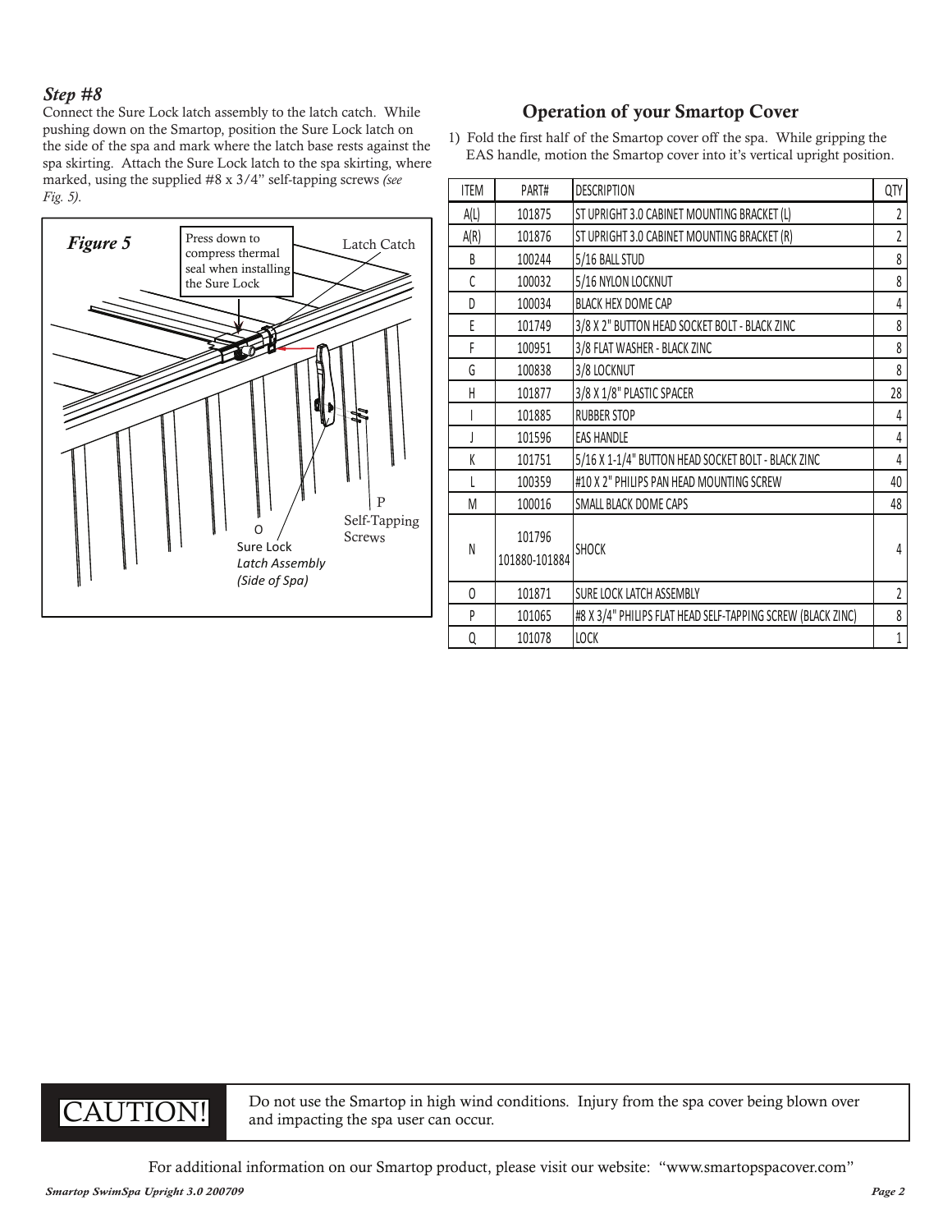### *Step #8*

Connect the Sure Lock latch assembly to the latch catch. While pushing down on the Smartop, position the Sure Lock latch on the side of the spa and mark where the latch base rests against the spa skirting. Attach the Sure Lock latch to the spa skirting, where marked, using the supplied #8 x 3/4" self-tapping screws *(see Fig. 5).*

***Figure 5***

Press down to compress thermal seal when installing the Sure Lock

Latch Catch

P
Self-Tapping Screws

O
Sure Lock
*Latch Assembly (Side of Spa)*

## Operation of your Smartop Cover

1) Fold the first half of the Smartop cover off the spa. While gripping the EAS handle, motion the Smartop cover into it's vertical upright position.

| ITEM | PART# | DESCRIPTION | QTY |
|---|---|---|---|
| A(L) | 101875 | ST UPRIGHT 3.0 CABINET MOUNTING BRACKET (L) | 2 |
| A(R) | 101876 | ST UPRIGHT 3.0 CABINET MOUNTING BRACKET (R) | 2 |
| B | 100244 | 5/16 BALL STUD | 8 |
| C | 100032 | 5/16 NYLON LOCKNUT | 8 |
| D | 100034 | BLACK HEX DOME CAP | 4 |
| E | 101749 | 3/8 X 2" BUTTON HEAD SOCKET BOLT - BLACK ZINC | 8 |
| F | 100951 | 3/8 FLAT WASHER - BLACK ZINC | 8 |
| G | 100838 | 3/8 LOCKNUT | 8 |
| H | 101877 | 3/8 X 1/8" PLASTIC SPACER | 28 |
| I | 101885 | RUBBER STOP | 4 |
| J | 101596 | EAS HANDLE | 4 |
| K | 101751 | 5/16 X 1-1/4" BUTTON HEAD SOCKET BOLT - BLACK ZINC | 4 |
| L | 100359 | #10 X 2" PHILIPS PAN HEAD MOUNTING SCREW | 40 |
| M | 100016 | SMALL BLACK DOME CAPS | 48 |
| N | 101796<br>101880-101884 | SHOCK | 4 |
| O | 101871 | SURE LOCK LATCH ASSEMBLY | 2 |
| P | 101065 | #8 X 3/4" PHILIPS FLAT HEAD SELF-TAPPING SCREW (BLACK ZINC) | 8 |
| Q | 101078 | LOCK | 1 |

**CAUTION!** Do not use the Smartop in high wind conditions. Injury from the spa cover being blown over and impacting the spa user can occur.

For additional information on our Smartop product, please visit our website: "www.smartopspacover.com"